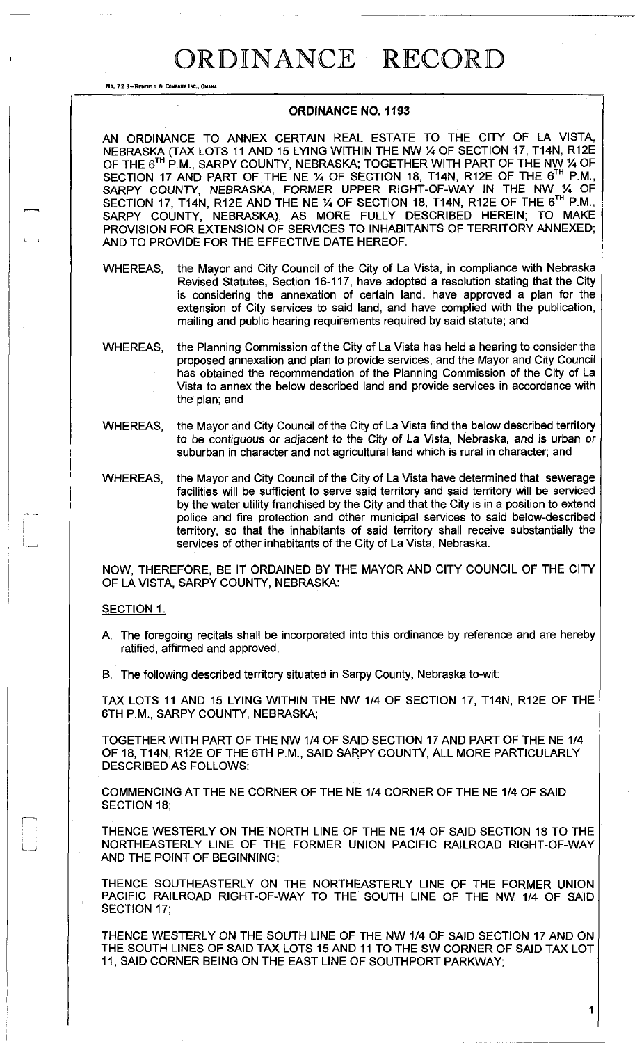# ORDINANCE RECORD

No. 72 8—REDFIELD & COMPANY INC., OMAHA

## ORDINANCE NO. 1193

AN ORDINANCE TO ANNEX CERTAIN REAL ESTATE TO THE CITY OF LA VISTA, NEBRASKA (TAX LOTS 11 AND 15 LYING WITHIN THE NW ¼ OF SECTION 17, T14N, R12E OF THE 6TH P.M., SARPY COUNTY, NEBRASKA; TOGETHER WITH PART OF THE NW ¼ OF SECTION 17 AND PART OF THE NE ¼ OF SECTION 18, T14N, R12E OF THE 6TH P.M., SARPY COUNTY, NEBRASKA, FORMER UPPER RIGHT-OF-WAY IN THE NW ¼ OF SECTION 17, T14N, R12E AND THE NE ¼ OF SECTION 18, T14N, R12E OF THE 6TH P.M., SARPY COUNTY, NEBRASKA), AS MORE FULLY DESCRIBED HEREIN; TO MAKE PROVISION FOR EXTENSION OF SERVICES TO INHABITANTS OF TERRITORY ANNEXED; AND TO PROVIDE FOR THE EFFECTIVE DATE HEREOF.

WHEREAS, the Mayor and City Council of the City of La Vista, in compliance with Nebraska Revised Statutes, Section 16-117, have adopted a resolution stating that the City is considering the annexation of certain land, have approved a plan for the extension of City services to said land, and have complied with the publication, mailing and public hearing requirements required by said statute; and

WHEREAS, the Planning Commission of the City of La Vista has held a hearing to consider the proposed annexation and plan to provide services, and the Mayor and City Council has obtained the recommendation of the Planning Commission of the City of La Vista to annex the below described land and provide services in accordance with the plan; and

WHEREAS, the Mayor and City Council of the City of La Vista find the below described territory to be contiguous or adjacent to the City of La Vista, Nebraska, and is urban or suburban in character and not agricultural land which is rural in character; and

WHEREAS, the Mayor and City Council of the City of La Vista have determined that sewerage facilities will be sufficient to serve said territory and said territory will be serviced by the water utility franchised by the City and that the City is in a position to extend police and fire protection and other municipal services to said below-described territory, so that the inhabitants of said territory shall receive substantially the services of other inhabitants of the City of La Vista, Nebraska.

NOW, THEREFORE, BE IT ORDAINED BY THE MAYOR AND CITY COUNCIL OF THE CITY OF LA VISTA, SARPY COUNTY, NEBRASKA:

SECTION 1.

A. The foregoing recitals shall be incorporated into this ordinance by reference and are hereby ratified, affirmed and approved.

B. The following described territory situated in Sarpy County, Nebraska to-wit:

TAX LOTS 11 AND 15 LYING WITHIN THE NW 1/4 OF SECTION 17, T14N, R12E OF THE 6TH P.M., SARPY COUNTY, NEBRASKA;

TOGETHER WITH PART OF THE NW 1/4 OF SAID SECTION 17 AND PART OF THE NE 1/4 OF 18, T14N, R12E OF THE 6TH P.M., SAID SARPY COUNTY, ALL MORE PARTICULARLY DESCRIBED AS FOLLOWS:

COMMENCING AT THE NE CORNER OF THE NE 1/4 CORNER OF THE NE 1/4 OF SAID SECTION 18;

THENCE WESTERLY ON THE NORTH LINE OF THE NE 1/4 OF SAID SECTION 18 TO THE NORTHEASTERLY LINE OF THE FORMER UNION PACIFIC RAILROAD RIGHT-OF-WAY AND THE POINT OF BEGINNING;

THENCE SOUTHEASTERLY ON THE NORTHEASTERLY LINE OF THE FORMER UNION PACIFIC RAILROAD RIGHT-OF-WAY TO THE SOUTH LINE OF THE NW 1/4 OF SAID SECTION 17;

THENCE WESTERLY ON THE SOUTH LINE OF THE NW 1/4 OF SAID SECTION 17 AND ON THE SOUTH LINES OF SAID TAX LOTS 15 AND 11 TO THE SW CORNER OF SAID TAX LOT 11, SAID CORNER BEING ON THE EAST LINE OF SOUTHPORT PARKWAY;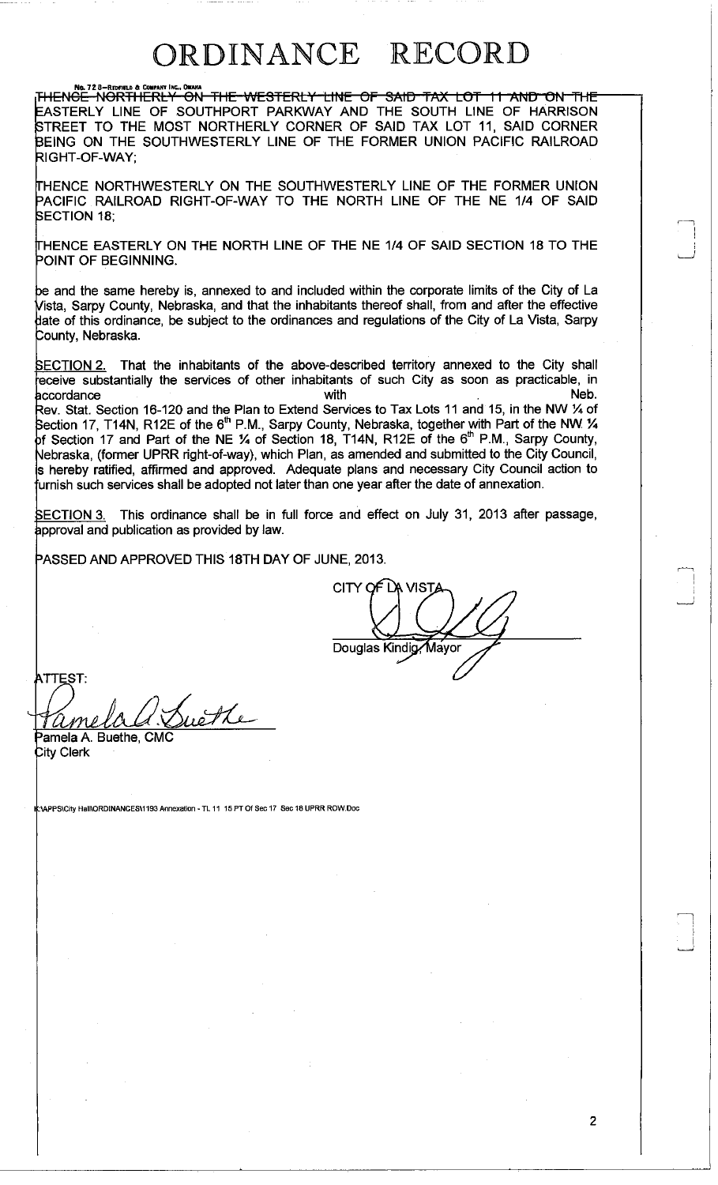# ORDINANCE RECORD

THENCE NORTHERLY ON THE WESTERLY LINE OF SAID TAX LOT 11 AND ON THE EASTERLY LINE OF SOUTHPORT PARKWAY AND THE SOUTH LINE OF HARRISON STREET TO THE MOST NORTHERLY CORNER OF SAID TAX LOT 11, SAID CORNER BEING ON THE SOUTHWESTERLY LINE OF THE FORMER UNION PACIFIC RAILROAD RIGHT-OF-WAY;

THENCE NORTHWESTERLY ON THE SOUTHWESTERLY LINE OF THE FORMER UNION PACIFIC RAILROAD RIGHT-OF-WAY TO THE NORTH LINE OF THE NE 1/4 OF SAID SECTION 18;

THENCE EASTERLY ON THE NORTH LINE OF THE NE 1/4 OF SAID SECTION 18 TO THE POINT OF BEGINNING.

be and the same hereby is, annexed to and included within the corporate limits of the City of La Vista, Sarpy County, Nebraska, and that the inhabitants thereof shall, from and after the effective date of this ordinance, be subject to the ordinances and regulations of the City of La Vista, Sarpy County, Nebraska.

SECTION 2. That the inhabitants of the above-described territory annexed to the City shall receive substantially the services of other inhabitants of such City as soon as practicable, in accordance with Neb. Rev. Stat. Section 16-120 and the Plan to Extend Services to Tax Lots 11 and 15, in the NW ¼ of Section 17, T14N, R12E of the 6th P.M., Sarpy County, Nebraska, together with Part of the NW ¼ of Section 17 and Part of the NE ¼ of Section 18, T14N, R12E of the 6th P.M., Sarpy County, Nebraska, (former UPRR right-of-way), which Plan, as amended and submitted to the City Council, is hereby ratified, affirmed and approved. Adequate plans and necessary City Council action to furnish such services shall be adopted not later than one year after the date of annexation.

SECTION 3. This ordinance shall be in full force and effect on July 31, 2013 after passage, approval and publication as provided by law.

PASSED AND APPROVED THIS 18TH DAY OF JUNE, 2013.

CITY OF LA VISTA

Douglas Kindig, Mayor

ATTEST:

Pamela A. Buethe, CMC
City Clerk

K:\APPS\City Hall\ORDINANCES\1193 Annexation - TL 11 15 PT Of Sec 17 Sec 18 UPRR ROW.Doc